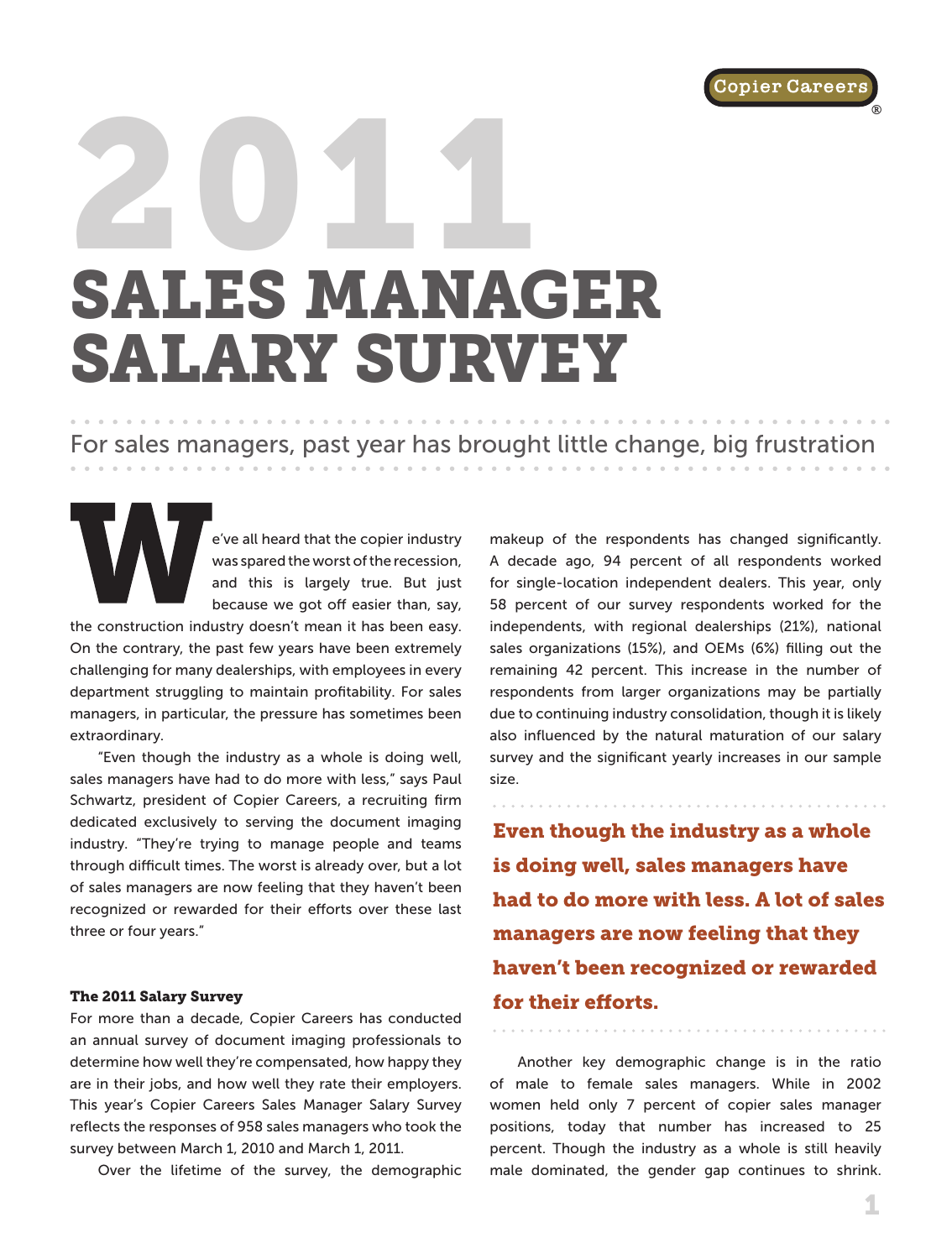# 2011 SALES MANAGER SALARY SURVEY

For sales managers, past year has brought little change, big frustration

We've all heard that the copier industry was spared the worst of the recession, and this is largely true. But just because we got off easier than, say, the construction industry doesn't mean it has been easy. On the contrary, the past few years have been extremely challenging for many dealerships, with employees in every department struggling to maintain profitability. For sales managers, in particular, the pressure has sometimes been extraordinary.

"Even though the industry as a whole is doing well, sales managers have had to do more with less," says Paul Schwartz, president of Copier Careers, a recruiting firm dedicated exclusively to serving the document imaging industry. "They're trying to manage people and teams through difficult times. The worst is already over, but a lot of sales managers are now feeling that they haven't been recognized or rewarded for their efforts over these last three or four years."

### The 2011 Salary Survey

For more than a decade, Copier Careers has conducted an annual survey of document imaging professionals to determine how well they're compensated, how happy they are in their jobs, and how well they rate their employers. This year's Copier Careers Sales Manager Salary Survey reflects the responses of 958 sales managers who took the survey between March 1, 2010 and March 1, 2011.

Over the lifetime of the survey, the demographic makeup of the respondents has changed significantly. A decade ago, 94 percent of all respondents worked for single-location independent dealers. This year, only 58 percent of our survey respondents worked for the independents, with regional dealerships (21%), national sales organizations (15%), and OEMs (6%) filling out the remaining 42 percent. This increase in the number of respondents from larger organizations may be partially due to continuing industry consolidation, though it is likely also influenced by the natural maturation of our salary survey and the significant yearly increases in our sample size.

**Even though the industry as a whole is doing well, sales managers have had to do more with less. A lot of sales managers are now feeling that they haven't been recognized or rewarded for their efforts.**

Another key demographic change is in the ratio of male to female sales managers. While in 2002 women held only 7 percent of copier sales manager positions, today that number has increased to 25 percent. Though the industry as a whole is still heavily male dominated, the gender gap continues to shrink.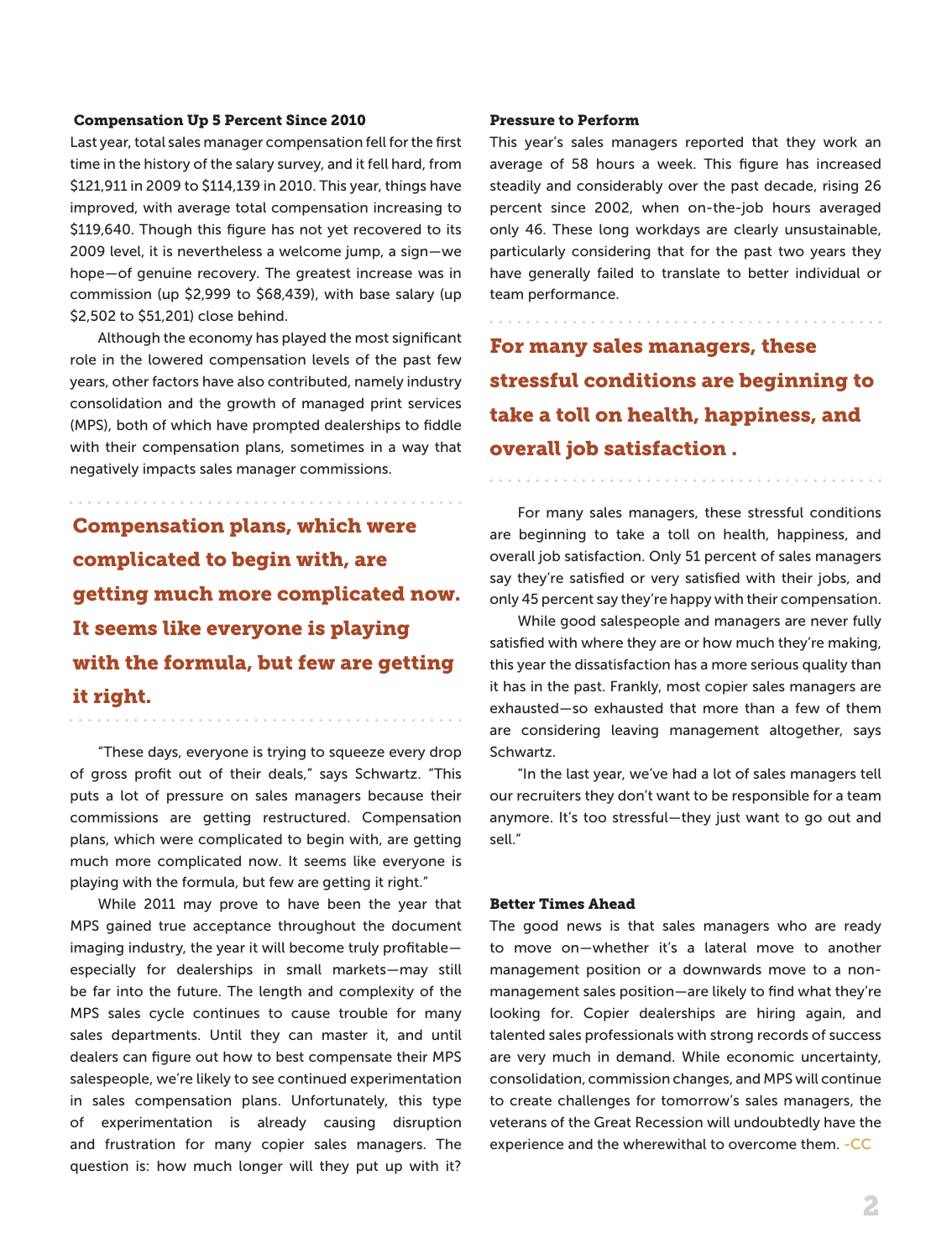### Compensation Up 5 Percent Since 2010

Last year, total sales manager compensation fell for the first time in the history of the salary survey, and it fell hard, from $121,911 in 2009 to $114,139 in 2010. This year, things have improved, with average total compensation increasing to $119,640. Though this figure has not yet recovered to its 2009 level, it is nevertheless a welcome jump, a sign—we hope—of genuine recovery. The greatest increase was in commission (up $2,999 to $68,439), with base salary (up $2,502 to $51,201) close behind.

Although the economy has played the most significant role in the lowered compensation levels of the past few years, other factors have also contributed, namely industry consolidation and the growth of managed print services (MPS), both of which have prompted dealerships to fiddle with their compensation plans, sometimes in a way that negatively impacts sales manager commissions.

**Compensation plans, which were complicated to begin with, are getting much more complicated now. It seems like everyone is playing with the formula, but few are getting it right.**

"These days, everyone is trying to squeeze every drop of gross profit out of their deals," says Schwartz. "This puts a lot of pressure on sales managers because their commissions are getting restructured. Compensation plans, which were complicated to begin with, are getting much more complicated now. It seems like everyone is playing with the formula, but few are getting it right."

While 2011 may prove to have been the year that MPS gained true acceptance throughout the document imaging industry, the year it will become truly profitable—especially for dealerships in small markets—may still be far into the future. The length and complexity of the MPS sales cycle continues to cause trouble for many sales departments. Until they can master it, and until dealers can figure out how to best compensate their MPS salespeople, we're likely to see continued experimentation in sales compensation plans. Unfortunately, this type of experimentation is already causing disruption and frustration for many copier sales managers. The question is: how much longer will they put up with it?

### Pressure to Perform

This year's sales managers reported that they work an average of 58 hours a week. This figure has increased steadily and considerably over the past decade, rising 26 percent since 2002, when on-the-job hours averaged only 46. These long workdays are clearly unsustainable, particularly considering that for the past two years they have generally failed to translate to better individual or team performance.

**For many sales managers, these stressful conditions are beginning to take a toll on health, happiness, and overall job satisfaction .**

For many sales managers, these stressful conditions are beginning to take a toll on health, happiness, and overall job satisfaction. Only 51 percent of sales managers say they're satisfied or very satisfied with their jobs, and only 45 percent say they're happy with their compensation.

While good salespeople and managers are never fully satisfied with where they are or how much they're making, this year the dissatisfaction has a more serious quality than it has in the past. Frankly, most copier sales managers are exhausted—so exhausted that more than a few of them are considering leaving management altogether, says Schwartz.

"In the last year, we've had a lot of sales managers tell our recruiters they don't want to be responsible for a team anymore. It's too stressful—they just want to go out and sell."

### Better Times Ahead

The good news is that sales managers who are ready to move on—whether it's a lateral move to another management position or a downwards move to a non-management sales position—are likely to find what they're looking for. Copier dealerships are hiring again, and talented sales professionals with strong records of success are very much in demand. While economic uncertainty, consolidation, commission changes, and MPS will continue to create challenges for tomorrow's sales managers, the veterans of the Great Recession will undoubtedly have the experience and the wherewithal to overcome them. -CC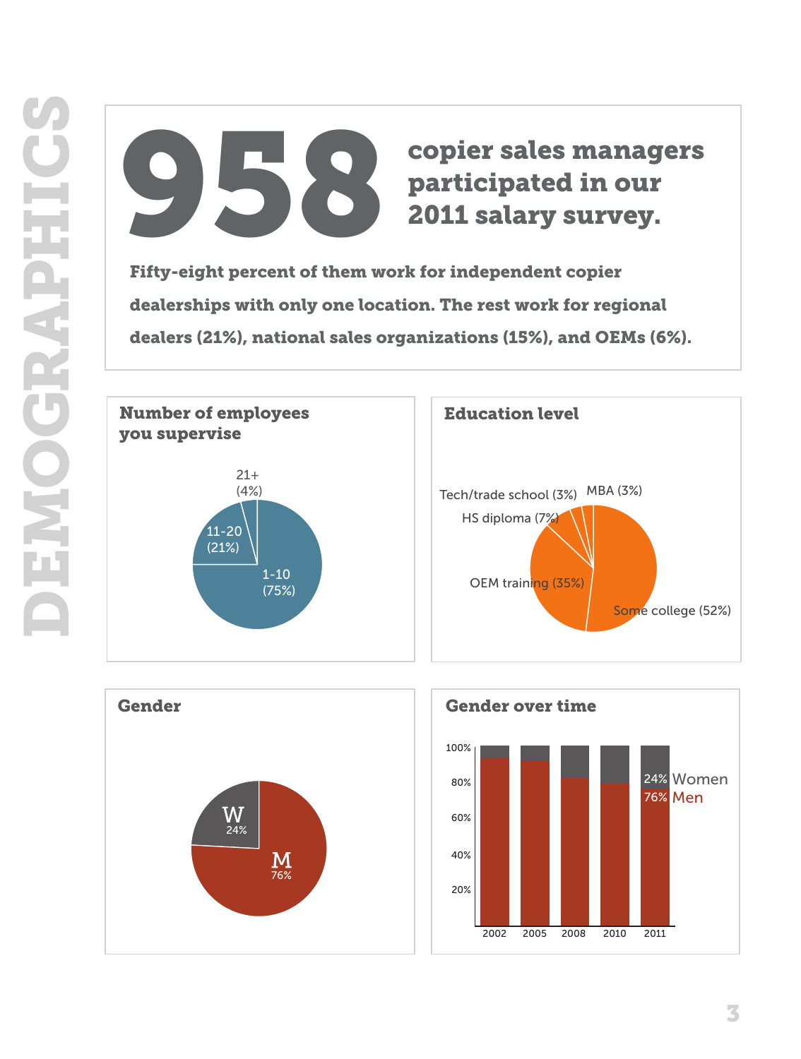# DEMOGRAPHICS

## 958 copier sales managers participated in our 2011 salary survey.

**Fifty-eight percent of them work for independent copier dealerships with only one location. The rest work for regional dealers (21%), national sales organizations (15%), and OEMs (6%).**

### Number of employees you supervise

- 1-10 (75%)
- 11-20 (21%)
- 21+ (4%)

### Education level

- Some college (52%)
- OEM training (35%)
- HS diploma (7%)
- Tech/trade school (3%)
- MBA (3%)

### Gender

- M 76%
- W 24%

### Gender over time

2002, 2005, 2008, 2010, 2011

2011: 24% Women, 76% Men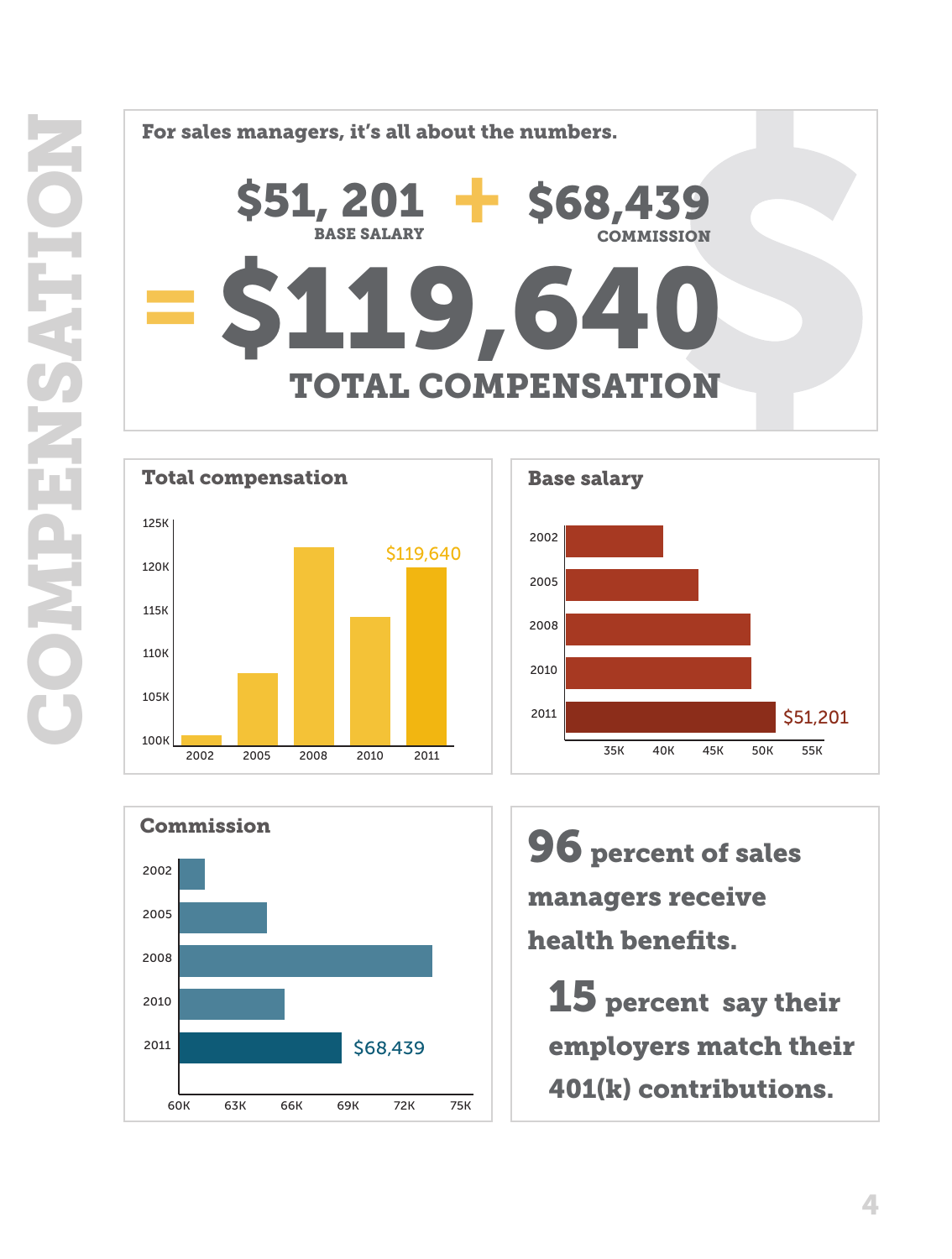# COMPENSATION

**For sales managers, it's all about the numbers.**

**$51, 201** BASE SALARY + **$68,439** COMMISSION

= **$119,640** TOTAL COMPENSATION

### Total compensation

125K
120K
115K
110K
105K
100K

2002 2005 2008 2010 2011

$119,640

### Base salary

2002
2005
2008
2010
2011

35K 40K 45K 50K 55K

$51,201

### Commission

2002
2005
2008
2010
2011

60K 63K 66K 69K 72K 75K

$68,439

**96 percent of sales managers receive health benefits.**

**15 percent say their employers match their 401(k) contributions.**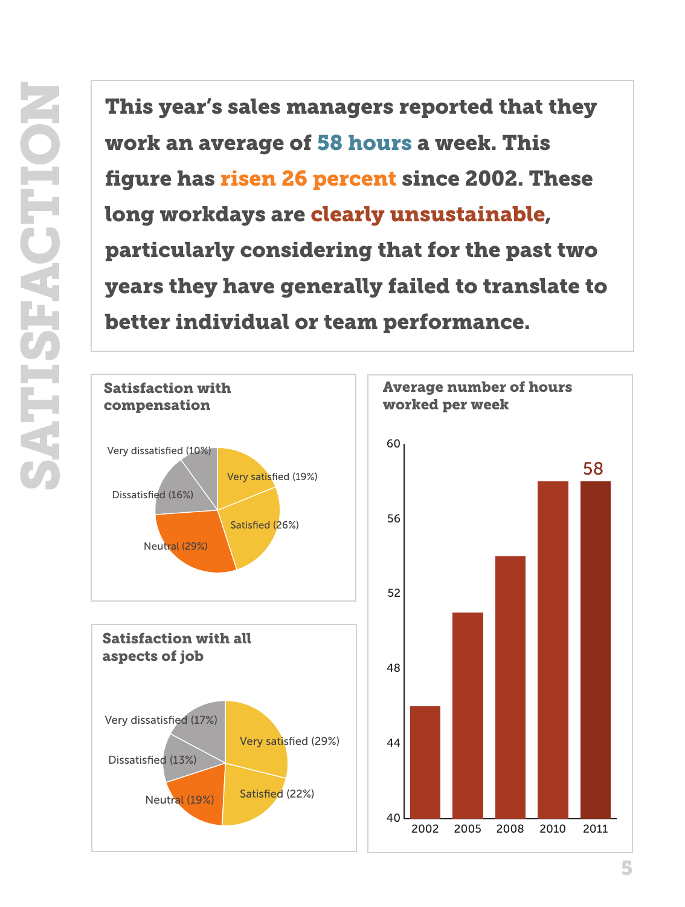# SATISFACTION

**This year's sales managers reported that they work an average of 58 hours a week. This figure has risen 26 percent since 2002. These long workdays are clearly unsustainable, particularly considering that for the past two years they have generally failed to translate to better individual or team performance.**

### Satisfaction with compensation

- Very satisfied (19%)
- Satisfied (26%)
- Neutral (29%)
- Dissatisfied (16%)
- Very dissatisfied (10%)

### Satisfaction with all aspects of job

- Very satisfied (29%)
- Satisfied (22%)
- Neutral (19%)
- Dissatisfied (13%)
- Very dissatisfied (17%)

### Average number of hours worked per week

| Year | Hours |
|---|---|
| 2002 | 46 |
| 2005 | 51 |
| 2008 | 54 |
| 2010 | 58 |
| 2011 | 58 |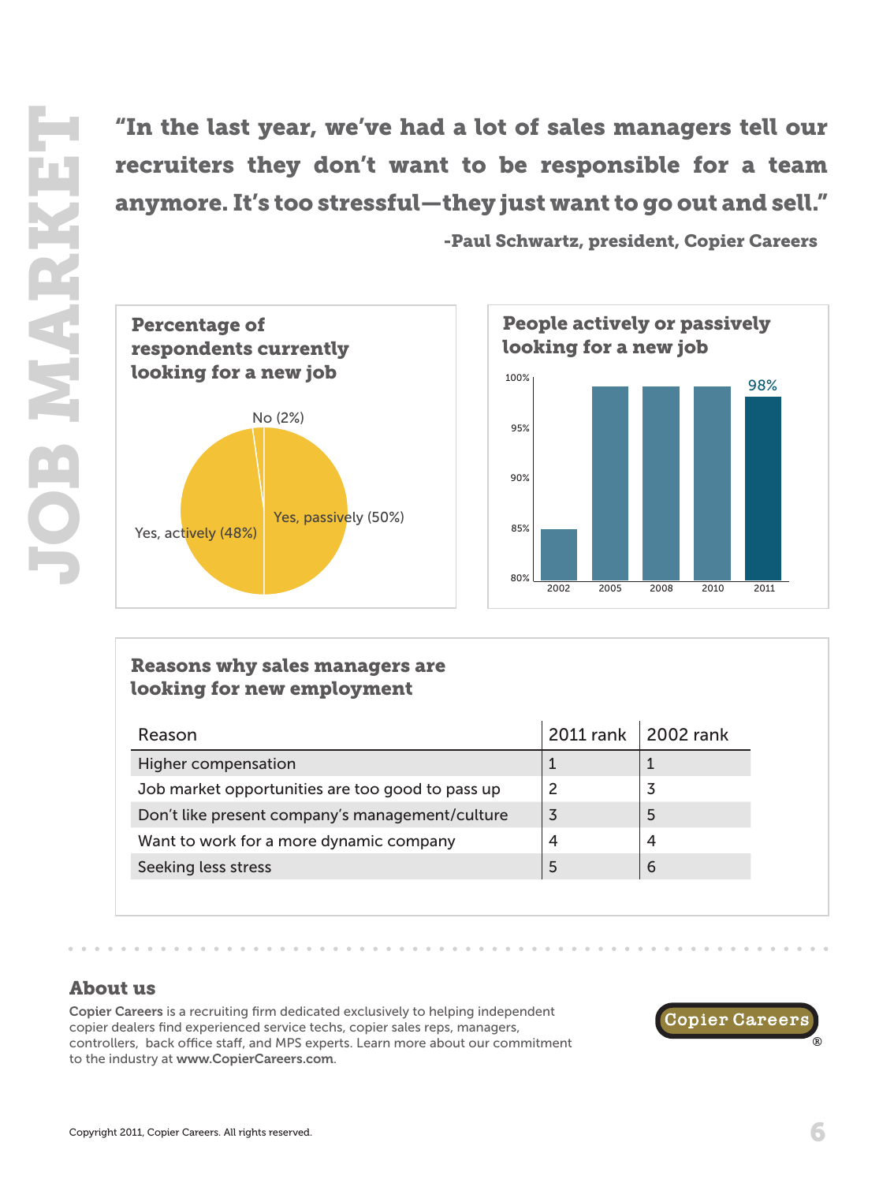JOB MARKET

**"In the last year, we've had a lot of sales managers tell our recruiters they don't want to be responsible for a team anymore. It's too stressful—they just want to go out and sell."**

**-Paul Schwartz, president, Copier Careers**

### Percentage of respondents currently looking for a new job

No (2%)

Yes, actively (48%)

Yes, passively (50%)

### People actively or passively looking for a new job

100%
95%
90%
85%
80%

98%

2002
2005
2008
2010
2011

### Reasons why sales managers are looking for new employment

| Reason | 2011 rank | 2002 rank |
|---|---|---|
| Higher compensation | 1 | 1 |
| Job market opportunities are too good to pass up | 2 | 3 |
| Don't like present company's management/culture | 3 | 5 |
| Want to work for a more dynamic company | 4 | 4 |
| Seeking less stress | 5 | 6 |

## About us

**Copier Careers** is a recruiting firm dedicated exclusively to helping independent copier dealers find experienced service techs, copier sales reps, managers, controllers, back office staff, and MPS experts. Learn more about our commitment to the industry at **www.CopierCareers.com**.

Copier Careers®

Copyright 2011, Copier Careers. All rights reserved.